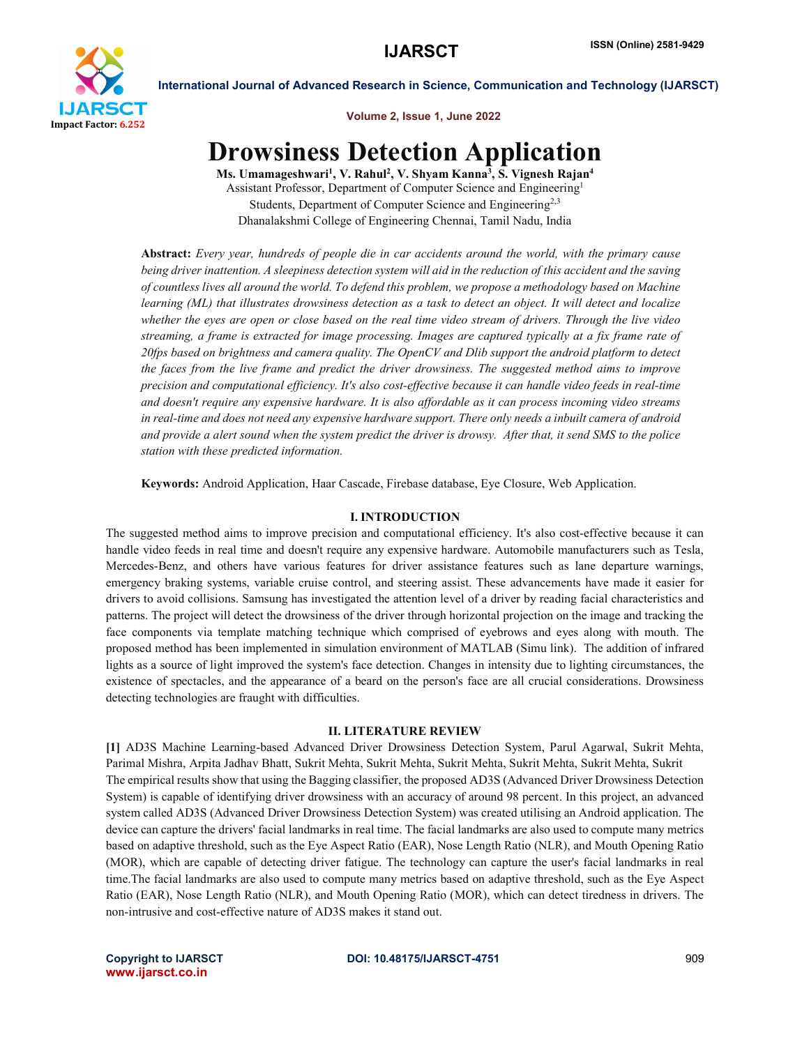# Drowsiness Detection Application

**Ms. Umamageshwari[1], V. Rahul[2], V. Shyam Kanna[3], S. Vignesh Rajan[4]**

Assistant Professor, Department of Computer Science and Engineering[1]

Students, Department of Computer Science and Engineering[2,3]

Dhanalakshmi College of Engineering Chennai, Tamil Nadu, India

**Abstract:** *Every year, hundreds of people die in car accidents around the world, with the primary cause being driver inattention. A sleepiness detection system will aid in the reduction of this accident and the saving of countless lives all around the world. To defend this problem, we propose a methodology based on Machine learning (ML) that illustrates drowsiness detection as a task to detect an object. It will detect and localize whether the eyes are open or close based on the real time video stream of drivers. Through the live video streaming, a frame is extracted for image processing. Images are captured typically at a fix frame rate of 20fps based on brightness and camera quality. The OpenCV and Dlib support the android platform to detect the faces from the live frame and predict the driver drowsiness. The suggested method aims to improve precision and computational efficiency. It's also cost-effective because it can handle video feeds in real-time and doesn't require any expensive hardware. It is also affordable as it can process incoming video streams in real-time and does not need any expensive hardware support. There only needs a inbuilt camera of android and provide a alert sound when the system predict the driver is drowsy. After that, it send SMS to the police station with these predicted information.*

**Keywords:** Android Application, Haar Cascade, Firebase database, Eye Closure, Web Application.

## I. INTRODUCTION

The suggested method aims to improve precision and computational efficiency. It's also cost-effective because it can handle video feeds in real time and doesn't require any expensive hardware. Automobile manufacturers such as Tesla, Mercedes-Benz, and others have various features for driver assistance features such as lane departure warnings, emergency braking systems, variable cruise control, and steering assist. These advancements have made it easier for drivers to avoid collisions. Samsung has investigated the attention level of a driver by reading facial characteristics and patterns. The project will detect the drowsiness of the driver through horizontal projection on the image and tracking the face components via template matching technique which comprised of eyebrows and eyes along with mouth. The proposed method has been implemented in simulation environment of MATLAB (Simu link). The addition of infrared lights as a source of light improved the system's face detection. Changes in intensity due to lighting circumstances, the existence of spectacles, and the appearance of a beard on the person's face are all crucial considerations. Drowsiness detecting technologies are fraught with difficulties.

## II. LITERATURE REVIEW

**[1]** AD3S Machine Learning-based Advanced Driver Drowsiness Detection System, Parul Agarwal, Sukrit Mehta, Parimal Mishra, Arpita Jadhav Bhatt, Sukrit Mehta, Sukrit Mehta, Sukrit Mehta, Sukrit Mehta, Sukrit Mehta, Sukrit

The empirical results show that using the Bagging classifier, the proposed AD3S (Advanced Driver Drowsiness Detection System) is capable of identifying driver drowsiness with an accuracy of around 98 percent. In this project, an advanced system called AD3S (Advanced Driver Drowsiness Detection System) was created utilising an Android application. The device can capture the drivers' facial landmarks in real time. The facial landmarks are also used to compute many metrics based on adaptive threshold, such as the Eye Aspect Ratio (EAR), Nose Length Ratio (NLR), and Mouth Opening Ratio (MOR), which are capable of detecting driver fatigue. The technology can capture the user's facial landmarks in real time.The facial landmarks are also used to compute many metrics based on adaptive threshold, such as the Eye Aspect Ratio (EAR), Nose Length Ratio (NLR), and Mouth Opening Ratio (MOR), which can detect tiredness in drivers. The non-intrusive and cost-effective nature of AD3S makes it stand out.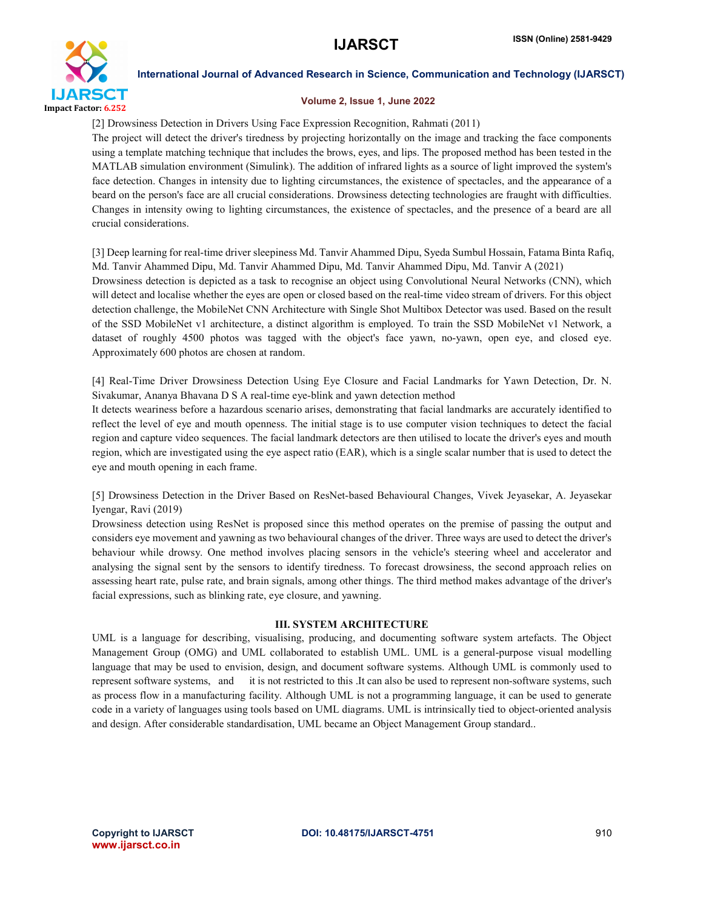[2] Drowsiness Detection in Drivers Using Face Expression Recognition, Rahmati (2011)

The project will detect the driver's tiredness by projecting horizontally on the image and tracking the face components using a template matching technique that includes the brows, eyes, and lips. The proposed method has been tested in the MATLAB simulation environment (Simulink). The addition of infrared lights as a source of light improved the system's face detection. Changes in intensity due to lighting circumstances, the existence of spectacles, and the appearance of a beard on the person's face are all crucial considerations. Drowsiness detecting technologies are fraught with difficulties. Changes in intensity owing to lighting circumstances, the existence of spectacles, and the presence of a beard are all crucial considerations.

[3] Deep learning for real-time driver sleepiness Md. Tanvir Ahammed Dipu, Syeda Sumbul Hossain, Fatama Binta Rafiq, Md. Tanvir Ahammed Dipu, Md. Tanvir Ahammed Dipu, Md. Tanvir Ahammed Dipu, Md. Tanvir A (2021)

Drowsiness detection is depicted as a task to recognise an object using Convolutional Neural Networks (CNN), which will detect and localise whether the eyes are open or closed based on the real-time video stream of drivers. For this object detection challenge, the MobileNet CNN Architecture with Single Shot Multibox Detector was used. Based on the result of the SSD MobileNet v1 architecture, a distinct algorithm is employed. To train the SSD MobileNet v1 Network, a dataset of roughly 4500 photos was tagged with the object's face yawn, no-yawn, open eye, and closed eye. Approximately 600 photos are chosen at random.

[4] Real-Time Driver Drowsiness Detection Using Eye Closure and Facial Landmarks for Yawn Detection, Dr. N. Sivakumar, Ananya Bhavana D S A real-time eye-blink and yawn detection method

It detects weariness before a hazardous scenario arises, demonstrating that facial landmarks are accurately identified to reflect the level of eye and mouth openness. The initial stage is to use computer vision techniques to detect the facial region and capture video sequences. The facial landmark detectors are then utilised to locate the driver's eyes and mouth region, which are investigated using the eye aspect ratio (EAR), which is a single scalar number that is used to detect the eye and mouth opening in each frame.

[5] Drowsiness Detection in the Driver Based on ResNet-based Behavioural Changes, Vivek Jeyasekar, A. Jeyasekar Iyengar, Ravi (2019)

Drowsiness detection using ResNet is proposed since this method operates on the premise of passing the output and considers eye movement and yawning as two behavioural changes of the driver. Three ways are used to detect the driver's behaviour while drowsy. One method involves placing sensors in the vehicle's steering wheel and accelerator and analysing the signal sent by the sensors to identify tiredness. To forecast drowsiness, the second approach relies on assessing heart rate, pulse rate, and brain signals, among other things. The third method makes advantage of the driver's facial expressions, such as blinking rate, eye closure, and yawning.

## III. SYSTEM ARCHITECTURE

UML is a language for describing, visualising, producing, and documenting software system artefacts. The Object Management Group (OMG) and UML collaborated to establish UML. UML is a general-purpose visual modelling language that may be used to envision, design, and document software systems. Although UML is commonly used to represent software systems, and it is not restricted to this .It can also be used to represent non-software systems, such as process flow in a manufacturing facility. Although UML is not a programming language, it can be used to generate code in a variety of languages using tools based on UML diagrams. UML is intrinsically tied to object-oriented analysis and design. After considerable standardisation, UML became an Object Management Group standard..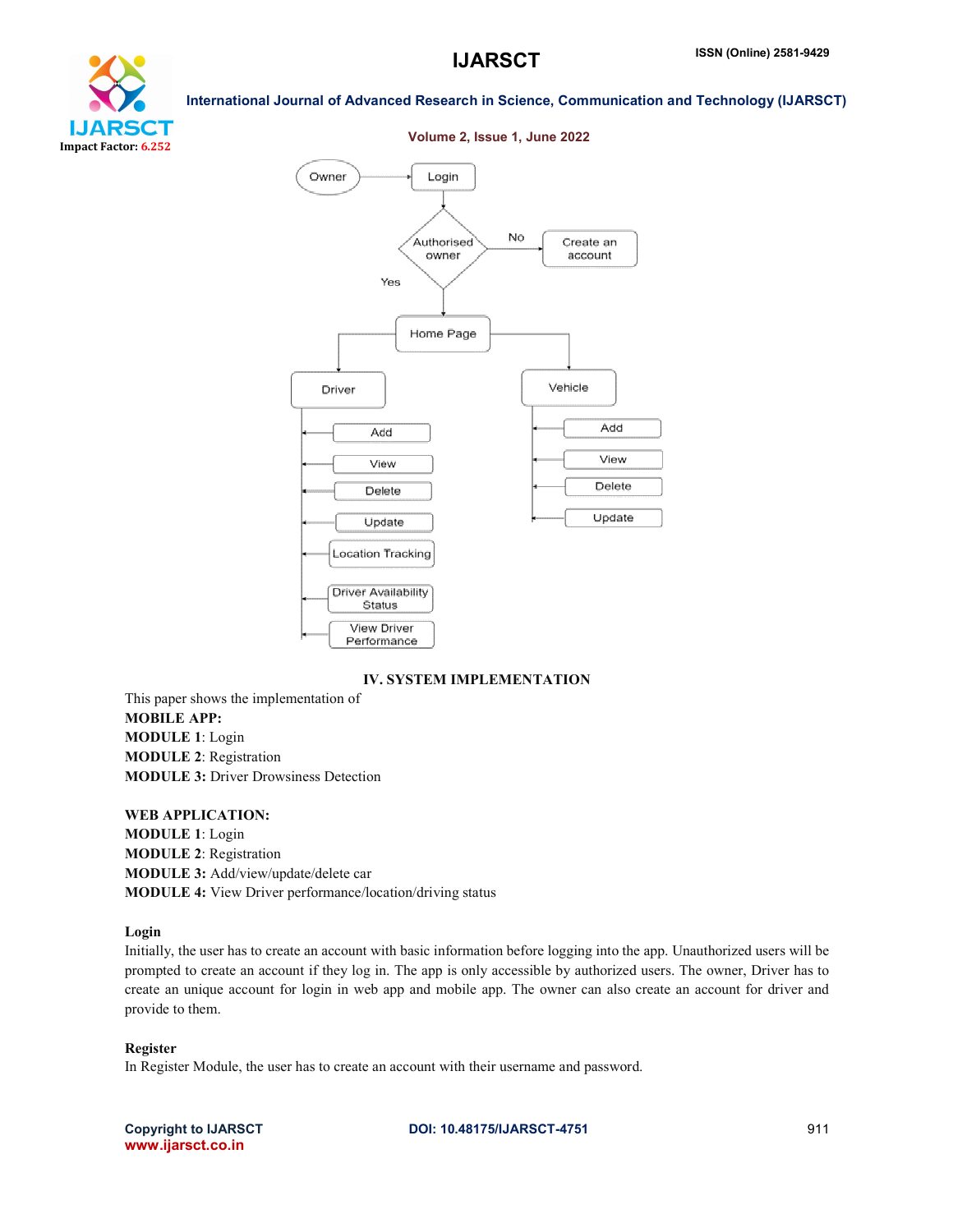## IV. SYSTEM IMPLEMENTATION

This paper shows the implementation of

**MOBILE APP:**

**MODULE 1**: Login

**MODULE 2**: Registration

**MODULE 3:** Driver Drowsiness Detection

**WEB APPLICATION:**

**MODULE 1**: Login

**MODULE 2**: Registration

**MODULE 3:** Add/view/update/delete car

**MODULE 4:** View Driver performance/location/driving status

**Login**

Initially, the user has to create an account with basic information before logging into the app. Unauthorized users will be prompted to create an account if they log in. The app is only accessible by authorized users. The owner, Driver has to create an unique account for login in web app and mobile app. The owner can also create an account for driver and provide to them.

**Register**

In Register Module, the user has to create an account with their username and password.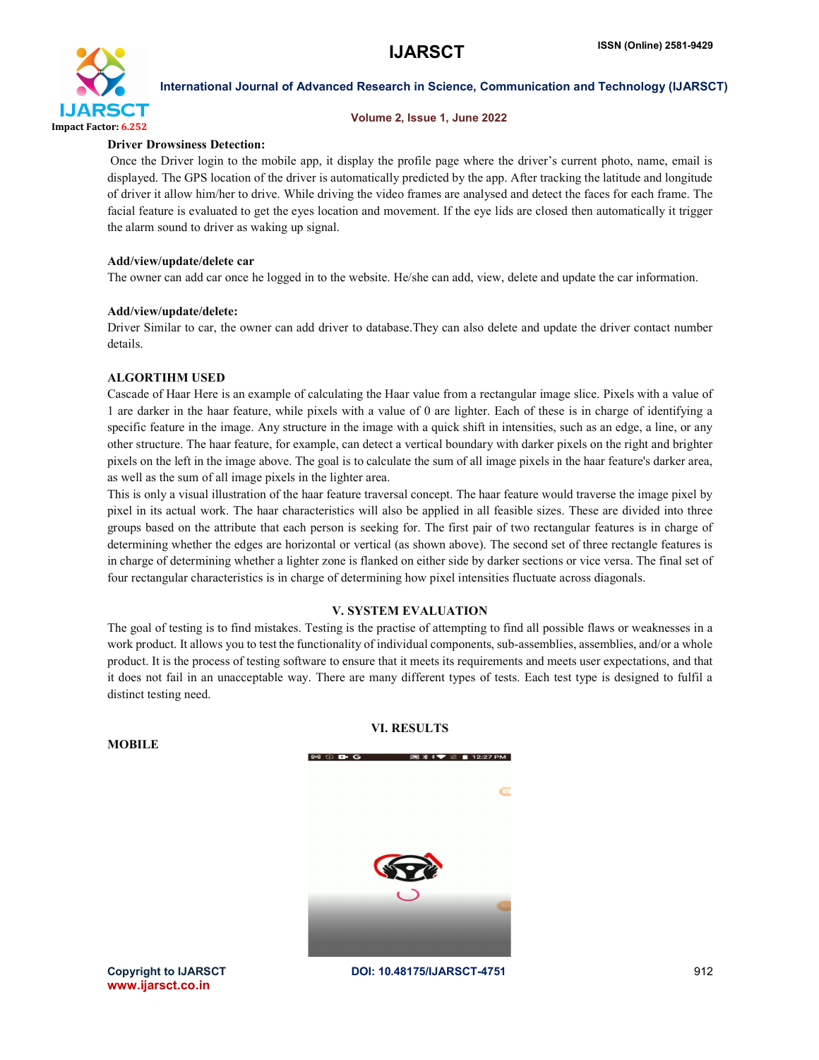**Driver Drowsiness Detection:**

Once the Driver login to the mobile app, it display the profile page where the driver's current photo, name, email is displayed. The GPS location of the driver is automatically predicted by the app. After tracking the latitude and longitude of driver it allow him/her to drive. While driving the video frames are analysed and detect the faces for each frame. The facial feature is evaluated to get the eyes location and movement. If the eye lids are closed then automatically it trigger the alarm sound to driver as waking up signal.

**Add/view/update/delete car**

The owner can add car once he logged in to the website. He/she can add, view, delete and update the car information.

**Add/view/update/delete:**

Driver Similar to car, the owner can add driver to database.They can also delete and update the driver contact number details.

**ALGORTIHM USED**

Cascade of Haar Here is an example of calculating the Haar value from a rectangular image slice. Pixels with a value of 1 are darker in the haar feature, while pixels with a value of 0 are lighter. Each of these is in charge of identifying a specific feature in the image. Any structure in the image with a quick shift in intensities, such as an edge, a line, or any other structure. The haar feature, for example, can detect a vertical boundary with darker pixels on the right and brighter pixels on the left in the image above. The goal is to calculate the sum of all image pixels in the haar feature's darker area, as well as the sum of all image pixels in the lighter area.

This is only a visual illustration of the haar feature traversal concept. The haar feature would traverse the image pixel by pixel in its actual work. The haar characteristics will also be applied in all feasible sizes. These are divided into three groups based on the attribute that each person is seeking for. The first pair of two rectangular features is in charge of determining whether the edges are horizontal or vertical (as shown above). The second set of three rectangle features is in charge of determining whether a lighter zone is flanked on either side by darker sections or vice versa. The final set of four rectangular characteristics is in charge of determining how pixel intensities fluctuate across diagonals.

## V. SYSTEM EVALUATION

The goal of testing is to find mistakes. Testing is the practise of attempting to find all possible flaws or weaknesses in a work product. It allows you to test the functionality of individual components, sub-assemblies, assemblies, and/or a whole product. It is the process of testing software to ensure that it meets its requirements and meets user expectations, and that it does not fail in an unacceptable way. There are many different types of tests. Each test type is designed to fulfil a distinct testing need.

## VI. RESULTS

**MOBILE**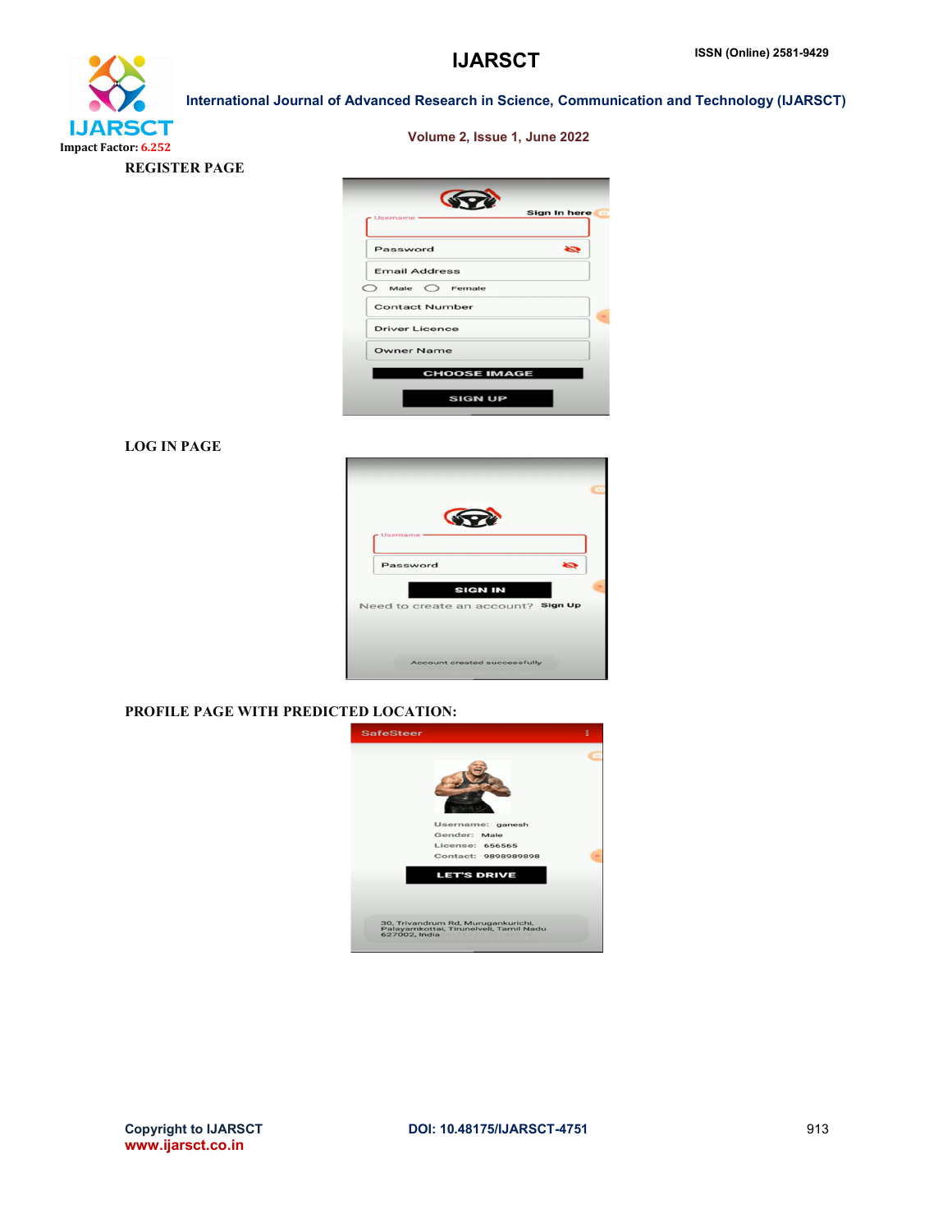REGISTER PAGE

LOG IN PAGE

PROFILE PAGE WITH PREDICTED LOCATION: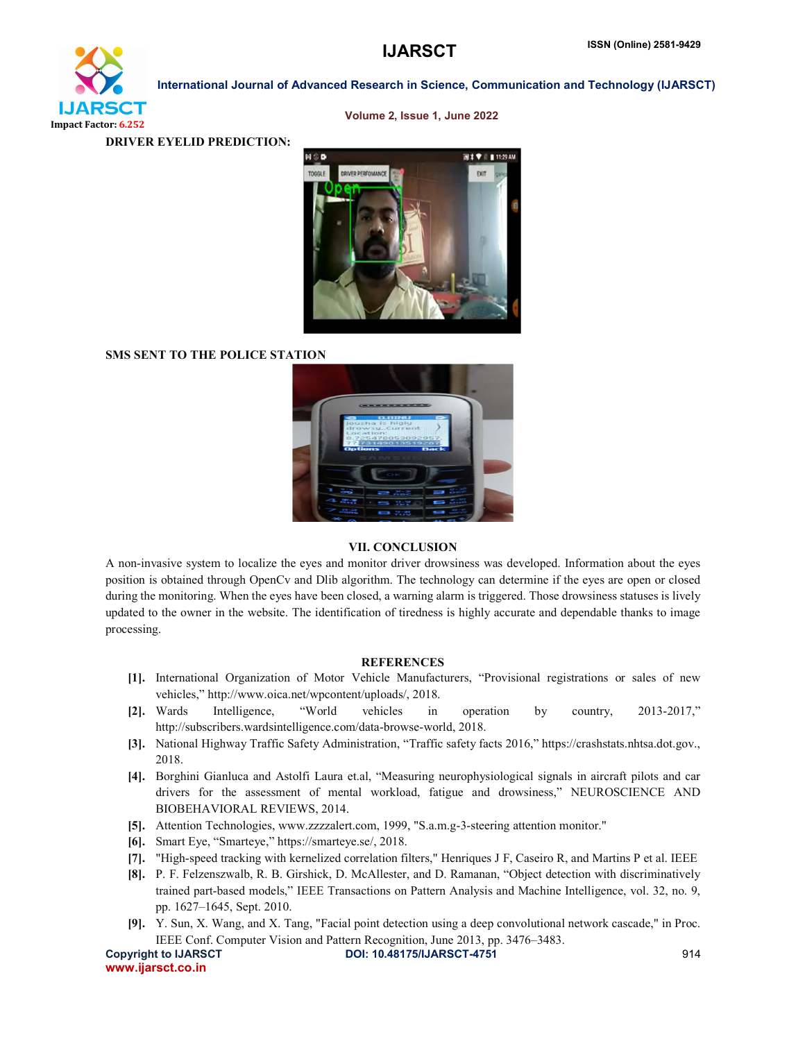**DRIVER EYELID PREDICTION:**

**SMS SENT TO THE POLICE STATION**

### VII. CONCLUSION

A non-invasive system to localize the eyes and monitor driver drowsiness was developed. Information about the eyes position is obtained through OpenCv and Dlib algorithm. The technology can determine if the eyes are open or closed during the monitoring. When the eyes have been closed, a warning alarm is triggered. Those drowsiness statuses is lively updated to the owner in the website. The identification of tiredness is highly accurate and dependable thanks to image processing.

### REFERENCES

- [1]. International Organization of Motor Vehicle Manufacturers, "Provisional registrations or sales of new vehicles," http://www.oica.net/wpcontent/uploads/, 2018.
- [2]. Wards Intelligence, "World vehicles in operation by country, 2013-2017," http://subscribers.wardsintelligence.com/data-browse-world, 2018.
- [3]. National Highway Traffic Safety Administration, "Traffic safety facts 2016," https://crashstats.nhtsa.dot.gov., 2018.
- [4]. Borghini Gianluca and Astolfi Laura et.al, "Measuring neurophysiological signals in aircraft pilots and car drivers for the assessment of mental workload, fatigue and drowsiness," NEUROSCIENCE AND BIOBEHAVIORAL REVIEWS, 2014.
- [5]. Attention Technologies, www.zzzzalert.com, 1999, "S.a.m.g-3-steering attention monitor."
- [6]. Smart Eye, "Smarteye," https://smarteye.se/, 2018.
- [7]. "High-speed tracking with kernelized correlation filters," Henriques J F, Caseiro R, and Martins P et al. IEEE
- [8]. P. F. Felzenszwalb, R. B. Girshick, D. McAllester, and D. Ramanan, "Object detection with discriminatively trained part-based models," IEEE Transactions on Pattern Analysis and Machine Intelligence, vol. 32, no. 9, pp. 1627–1645, Sept. 2010.
- [9]. Y. Sun, X. Wang, and X. Tang, "Facial point detection using a deep convolutional network cascade," in Proc. IEEE Conf. Computer Vision and Pattern Recognition, June 2013, pp. 3476–3483.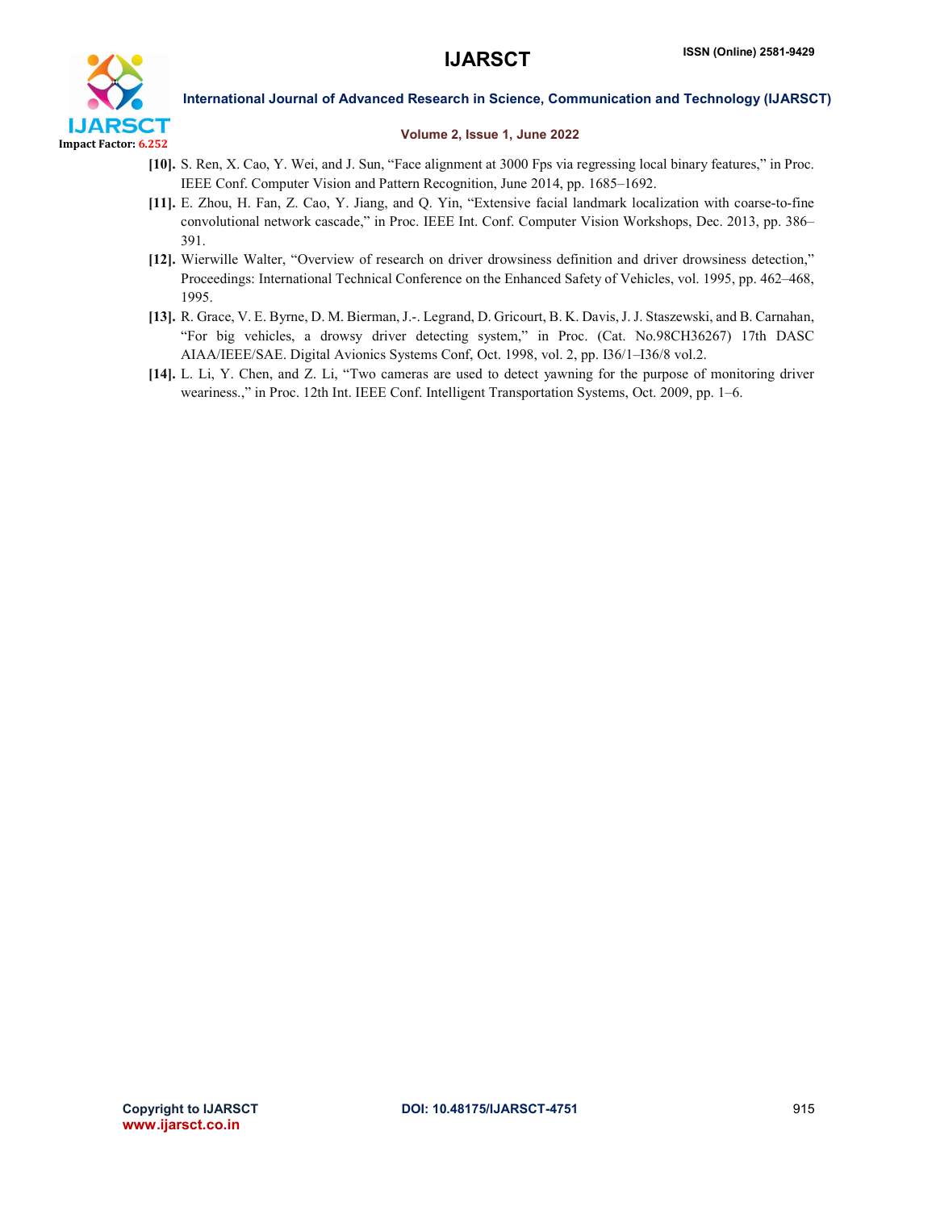[10]. S. Ren, X. Cao, Y. Wei, and J. Sun, "Face alignment at 3000 Fps via regressing local binary features," in Proc. IEEE Conf. Computer Vision and Pattern Recognition, June 2014, pp. 1685–1692.

[11]. E. Zhou, H. Fan, Z. Cao, Y. Jiang, and Q. Yin, "Extensive facial landmark localization with coarse-to-fine convolutional network cascade," in Proc. IEEE Int. Conf. Computer Vision Workshops, Dec. 2013, pp. 386–391.

[12]. Wierwille Walter, "Overview of research on driver drowsiness definition and driver drowsiness detection," Proceedings: International Technical Conference on the Enhanced Safety of Vehicles, vol. 1995, pp. 462–468, 1995.

[13]. R. Grace, V. E. Byrne, D. M. Bierman, J.-. Legrand, D. Gricourt, B. K. Davis, J. J. Staszewski, and B. Carnahan, "For big vehicles, a drowsy driver detecting system," in Proc. (Cat. No.98CH36267) 17th DASC AIAA/IEEE/SAE. Digital Avionics Systems Conf, Oct. 1998, vol. 2, pp. I36/1–I36/8 vol.2.

[14]. L. Li, Y. Chen, and Z. Li, "Two cameras are used to detect yawning for the purpose of monitoring driver weariness.," in Proc. 12th Int. IEEE Conf. Intelligent Transportation Systems, Oct. 2009, pp. 1–6.